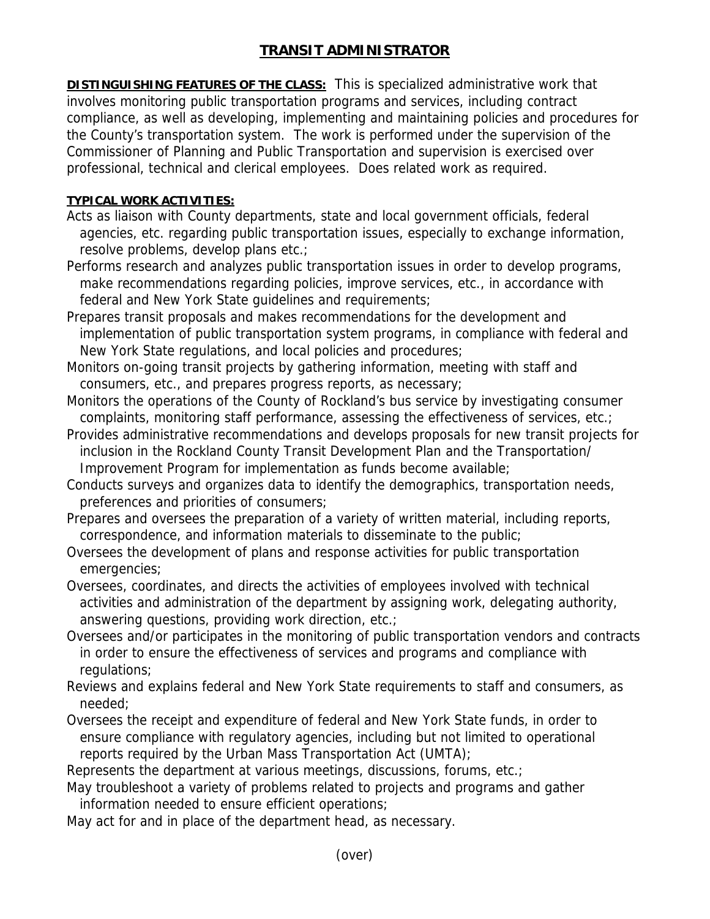# TRANSIT ADMINISTRATOR

**DISTINGUISHING FEATURES OF THE CLASS:** This is specialized administrative work that involves monitoring public transportation programs and services, including contract compliance, as well as developing, implementing and maintaining policies and procedures for the County's transportation system. The work is performed under the supervision of the Commissioner of Planning and Public Transportation and supervision is exercised over professional, technical and clerical employees. Does related work as required.

**TYPICAL WORK ACTIVITIES:**

Acts as liaison with County departments, state and local government officials, federal agencies, etc. regarding public transportation issues, especially to exchange information, resolve problems, develop plans etc.;

Performs research and analyzes public transportation issues in order to develop programs, make recommendations regarding policies, improve services, etc., in accordance with federal and New York State guidelines and requirements;

Prepares transit proposals and makes recommendations for the development and implementation of public transportation system programs, in compliance with federal and New York State regulations, and local policies and procedures;

Monitors on-going transit projects by gathering information, meeting with staff and consumers, etc., and prepares progress reports, as necessary;

Monitors the operations of the County of Rockland's bus service by investigating consumer complaints, monitoring staff performance, assessing the effectiveness of services, etc.;

Provides administrative recommendations and develops proposals for new transit projects for inclusion in the Rockland County Transit Development Plan and the Transportation/ Improvement Program for implementation as funds become available;

Conducts surveys and organizes data to identify the demographics, transportation needs, preferences and priorities of consumers;

Prepares and oversees the preparation of a variety of written material, including reports, correspondence, and information materials to disseminate to the public;

Oversees the development of plans and response activities for public transportation emergencies;

Oversees, coordinates, and directs the activities of employees involved with technical activities and administration of the department by assigning work, delegating authority, answering questions, providing work direction, etc.;

Oversees and/or participates in the monitoring of public transportation vendors and contracts in order to ensure the effectiveness of services and programs and compliance with regulations;

Reviews and explains federal and New York State requirements to staff and consumers, as needed;

Oversees the receipt and expenditure of federal and New York State funds, in order to ensure compliance with regulatory agencies, including but not limited to operational reports required by the Urban Mass Transportation Act (UMTA);

Represents the department at various meetings, discussions, forums, etc.;

May troubleshoot a variety of problems related to projects and programs and gather information needed to ensure efficient operations;

May act for and in place of the department head, as necessary.

(over)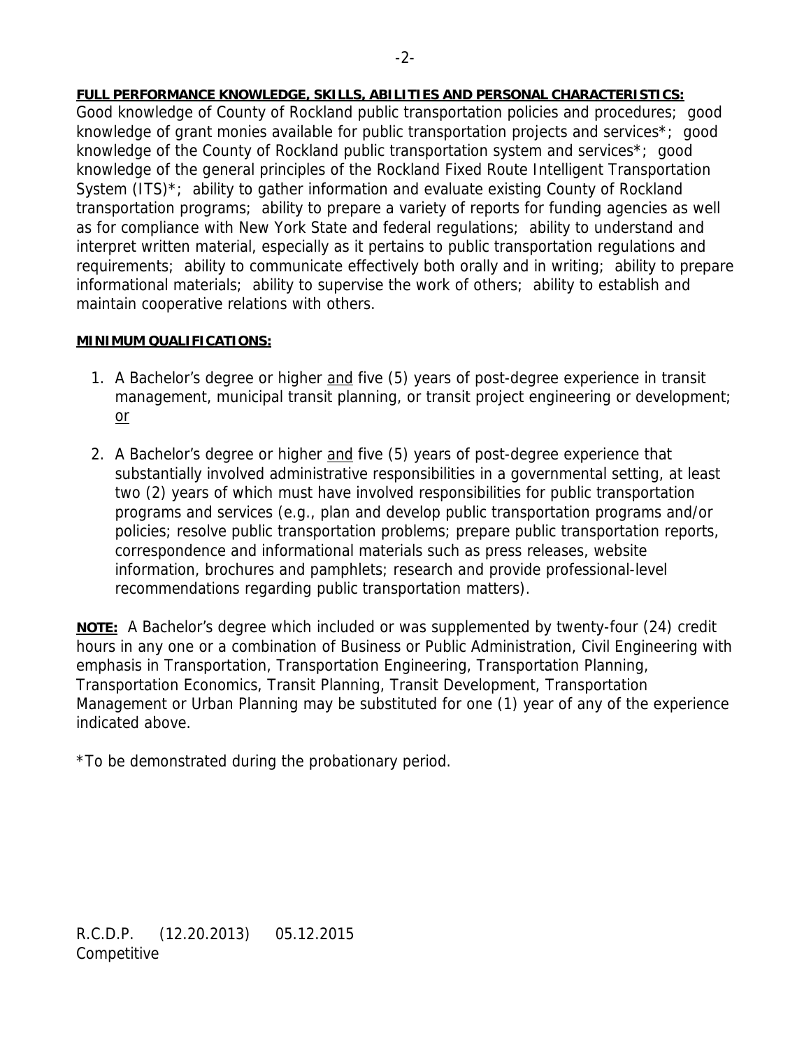**FULL PERFORMANCE KNOWLEDGE, SKILLS, ABILITIES AND PERSONAL CHARACTERISTICS:**
Good knowledge of County of Rockland public transportation policies and procedures; good knowledge of grant monies available for public transportation projects and services*; good knowledge of the County of Rockland public transportation system and services*; good knowledge of the general principles of the Rockland Fixed Route Intelligent Transportation System (ITS)*; ability to gather information and evaluate existing County of Rockland transportation programs; ability to prepare a variety of reports for funding agencies as well as for compliance with New York State and federal regulations; ability to understand and interpret written material, especially as it pertains to public transportation regulations and requirements; ability to communicate effectively both orally and in writing; ability to prepare informational materials; ability to supervise the work of others; ability to establish and maintain cooperative relations with others.

**MINIMUM QUALIFICATIONS:**

1. A Bachelor's degree or higher and five (5) years of post-degree experience in transit management, municipal transit planning, or transit project engineering or development; or

2. A Bachelor's degree or higher and five (5) years of post-degree experience that substantially involved administrative responsibilities in a governmental setting, at least two (2) years of which must have involved responsibilities for public transportation programs and services (e.g., plan and develop public transportation programs and/or policies; resolve public transportation problems; prepare public transportation reports, correspondence and informational materials such as press releases, website information, brochures and pamphlets; research and provide professional-level recommendations regarding public transportation matters).

**NOTE:** A Bachelor's degree which included or was supplemented by twenty-four (24) credit hours in any one or a combination of Business or Public Administration, Civil Engineering with emphasis in Transportation, Transportation Engineering, Transportation Planning, Transportation Economics, Transit Planning, Transit Development, Transportation Management or Urban Planning may be substituted for one (1) year of any of the experience indicated above.

*To be demonstrated during the probationary period.

R.C.D.P. (12.20.2013) 05.12.2015
Competitive